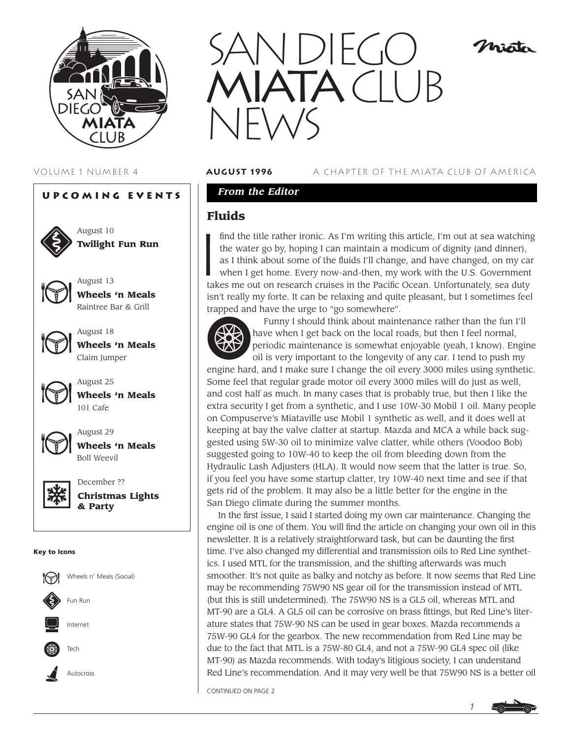# SAN DIEGO MIATA CLUB NEWS

VOLUME 1 NUMBER 4 **AUGUST 1996** A CHAPTER OF THE MIATA CLUB OF AMERICA

## Upcoming Events

August 10
**Twilight Fun Run**

August 13
**Wheels 'n Meals**
Raintree Bar & Grill

August 18
**Wheels 'n Meals**
Claim Jumper

August 25
**Wheels 'n Meals**
101 Cafe

August 29
**Wheels 'n Meals**
Boll Weevil

December ??
**Christmas Lights & Party**

**Key to Icons**

- Wheels n' Meals (Social)
- Fun Run
- Internet
- Tech
- Autocross

### *From the Editor*

## Fluids

I find the title rather ironic. As I'm writing this article, I'm out at sea watching the water go by, hoping I can maintain a modicum of dignity (and dinner), as I think about some of the fluids I'll change, and have changed, on my car when I get home. Every now-and-then, my work with the U.S. Government takes me out on research cruises in the Pacific Ocean. Unfortunately, sea duty isn't really my forte. It can be relaxing and quite pleasant, but I sometimes feel trapped and have the urge to "go somewhere".

Funny I should think about maintenance rather than the fun I'll have when I get back on the local roads, but then I feel normal, periodic maintenance is somewhat enjoyable (yeah, I know). Engine oil is very important to the longevity of any car. I tend to push my engine hard, and I make sure I change the oil every 3000 miles using synthetic. Some feel that regular grade motor oil every 3000 miles will do just as well, and cost half as much. In many cases that is probably true, but then I like the extra security I get from a synthetic, and I use 10W-30 Mobil 1 oil. Many people on Compuserve's Miataville use Mobil 1 synthetic as well, and it does well at keeping at bay the valve clatter at startup. Mazda and MCA a while back suggested using 5W-30 oil to minimize valve clatter, while others (Voodoo Bob) suggested going to 10W-40 to keep the oil from bleeding down from the Hydraulic Lash Adjusters (HLA). It would now seem that the latter is true. So, if you feel you have some startup clatter, try 10W-40 next time and see if that gets rid of the problem. It may also be a little better for the engine in the San Diego climate during the summer months.

In the first issue, I said I started doing my own car maintenance. Changing the engine oil is one of them. You will find the article on changing your own oil in this newsletter. It is a relatively straightforward task, but can be daunting the first time. I've also changed my differential and transmission oils to Red Line synthetics. I used MTL for the transmission, and the shifting afterwards was much smoother. It's not quite as balky and notchy as before. It now seems that Red Line may be recommending 75W90 NS gear oil for the transmission instead of MTL (but this is still undetermined). The 75W90 NS is a GL5 oil, whereas MTL and MT-90 are a GL4. A GL5 oil can be corrosive on brass fittings, but Red Line's literature states that 75W-90 NS can be used in gear boxes. Mazda recommends a 75W-90 GL4 for the gearbox. The new recommendation from Red Line may be due to the fact that MTL is a 75W-80 GL4, and not a 75W-90 GL4 spec oil (like MT-90) as Mazda recommends. With today's litigious society, I can understand Red Line's recommendation. And it may very well be that 75W90 NS is a better oil

CONTINUED ON PAGE 2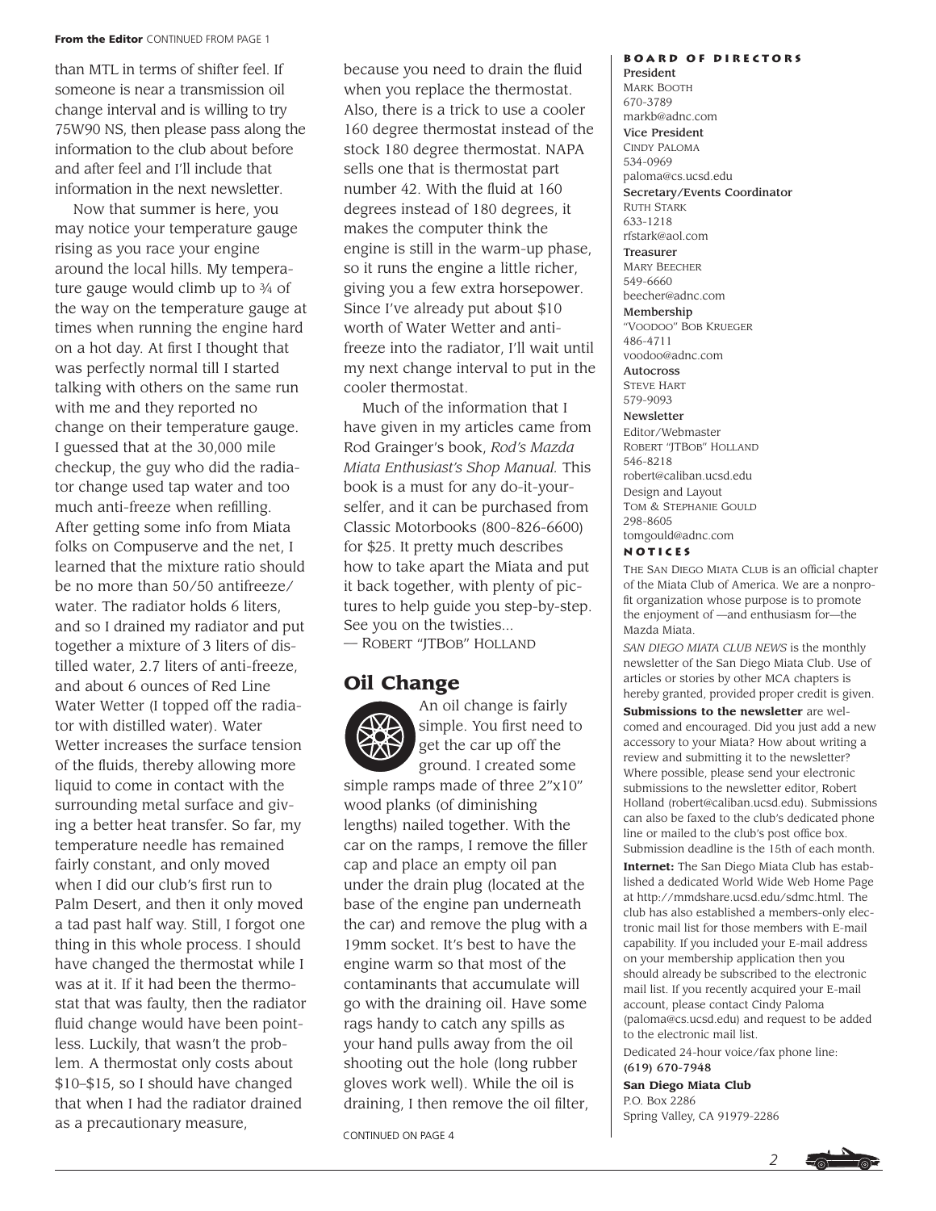**From the Editor** CONTINUED FROM PAGE 1

than MTL in terms of shifter feel. If someone is near a transmission oil change interval and is willing to try 75W90 NS, then please pass along the information to the club about before and after feel and I'll include that information in the next newsletter.

Now that summer is here, you may notice your temperature gauge rising as you race your engine around the local hills. My temperature gauge would climb up to ¾ of the way on the temperature gauge at times when running the engine hard on a hot day. At first I thought that was perfectly normal till I started talking with others on the same run with me and they reported no change on their temperature gauge. I guessed that at the 30,000 mile checkup, the guy who did the radiator change used tap water and too much anti-freeze when refilling. After getting some info from Miata folks on Compuserve and the net, I learned that the mixture ratio should be no more than 50/50 antifreeze/water. The radiator holds 6 liters, and so I drained my radiator and put together a mixture of 3 liters of distilled water, 2.7 liters of anti-freeze, and about 6 ounces of Red Line Water Wetter (I topped off the radiator with distilled water). Water Wetter increases the surface tension of the fluids, thereby allowing more liquid to come in contact with the surrounding metal surface and giving a better heat transfer. So far, my temperature needle has remained fairly constant, and only moved when I did our club's first run to Palm Desert, and then it only moved a tad past half way. Still, I forgot one thing in this whole process. I should have changed the thermostat while I was at it. If it had been the thermostat that was faulty, then the radiator fluid change would have been pointless. Luckily, that wasn't the problem. A thermostat only costs about $10–$15, so I should have changed that when I had the radiator drained as a precautionary measure, because you need to drain the fluid when you replace the thermostat. Also, there is a trick to use a cooler 160 degree thermostat instead of the stock 180 degree thermostat. NAPA sells one that is thermostat part number 42. With the fluid at 160 degrees instead of 180 degrees, it makes the computer think the engine is still in the warm-up phase, so it runs the engine a little richer, giving you a few extra horsepower. Since I've already put about $10 worth of Water Wetter and anti-freeze into the radiator, I'll wait until my next change interval to put in the cooler thermostat.

Much of the information that I have given in my articles came from Rod Grainger's book, *Rod's Mazda Miata Enthusiast's Shop Manual.* This book is a must for any do-it-yourselfer, and it can be purchased from Classic Motorbooks (800-826-6600) for $25. It pretty much describes how to take apart the Miata and put it back together, with plenty of pictures to help guide you step-by-step. See you on the twisties...

— Robert "JTBob" Holland

## Oil Change

An oil change is fairly simple. You first need to get the car up off the ground. I created some simple ramps made of three 2"x10" wood planks (of diminishing lengths) nailed together. With the car on the ramps, I remove the filler cap and place an empty oil pan under the drain plug (located at the base of the engine pan underneath the car) and remove the plug with a 19mm socket. It's best to have the engine warm so that most of the contaminants that accumulate will go with the draining oil. Have some rags handy to catch any spills as your hand pulls away from the oil shooting out the hole (long rubber gloves work well). While the oil is draining, I then remove the oil filter,

CONTINUED ON PAGE 4

### Board of Directors

**President**
Mark Booth
670-3789
markb@adnc.com

**Vice President**
Cindy Paloma
534-0969
paloma@cs.ucsd.edu

**Secretary/Events Coordinator**
Ruth Stark
633-1218
rfstark@aol.com

**Treasurer**
Mary Beecher
549-6660
beecher@adnc.com

**Membership**
"Voodoo" Bob Krueger
486-4711
voodoo@adnc.com

**Autocross**
Steve Hart
579-9093

**Newsletter**
Editor/Webmaster
Robert "JTBob" Holland
546-8218
robert@caliban.ucsd.edu
Design and Layout
Tom & Stephanie Gould
298-8605
tomgould@adnc.com

### Notices

The San Diego Miata Club is an official chapter of the Miata Club of America. We are a nonprofit organization whose purpose is to promote the enjoyment of —and enthusiasm for—the Mazda Miata.

*SAN DIEGO MIATA CLUB NEWS* is the monthly newsletter of the San Diego Miata Club. Use of articles or stories by other MCA chapters is hereby granted, provided proper credit is given.

**Submissions to the newsletter** are welcomed and encouraged. Did you just add a new accessory to your Miata? How about writing a review and submitting it to the newsletter? Where possible, please send your electronic submissions to the newsletter editor, Robert Holland (robert@caliban.ucsd.edu). Submissions can also be faxed to the club's dedicated phone line or mailed to the club's post office box. Submission deadline is the 15th of each month.

**Internet:** The San Diego Miata Club has established a dedicated World Wide Web Home Page at http://mmdshare.ucsd.edu/sdmc.html. The club has also established a members-only electronic mail list for those members with E-mail capability. If you included your E-mail address on your membership application then you should already be subscribed to the electronic mail list. If you recently acquired your E-mail account, please contact Cindy Paloma (paloma@cs.ucsd.edu) and request to be added to the electronic mail list.

Dedicated 24-hour voice/fax phone line:
**(619) 670-7948**

**San Diego Miata Club**
P.O. Box 2286
Spring Valley, CA 91979-2286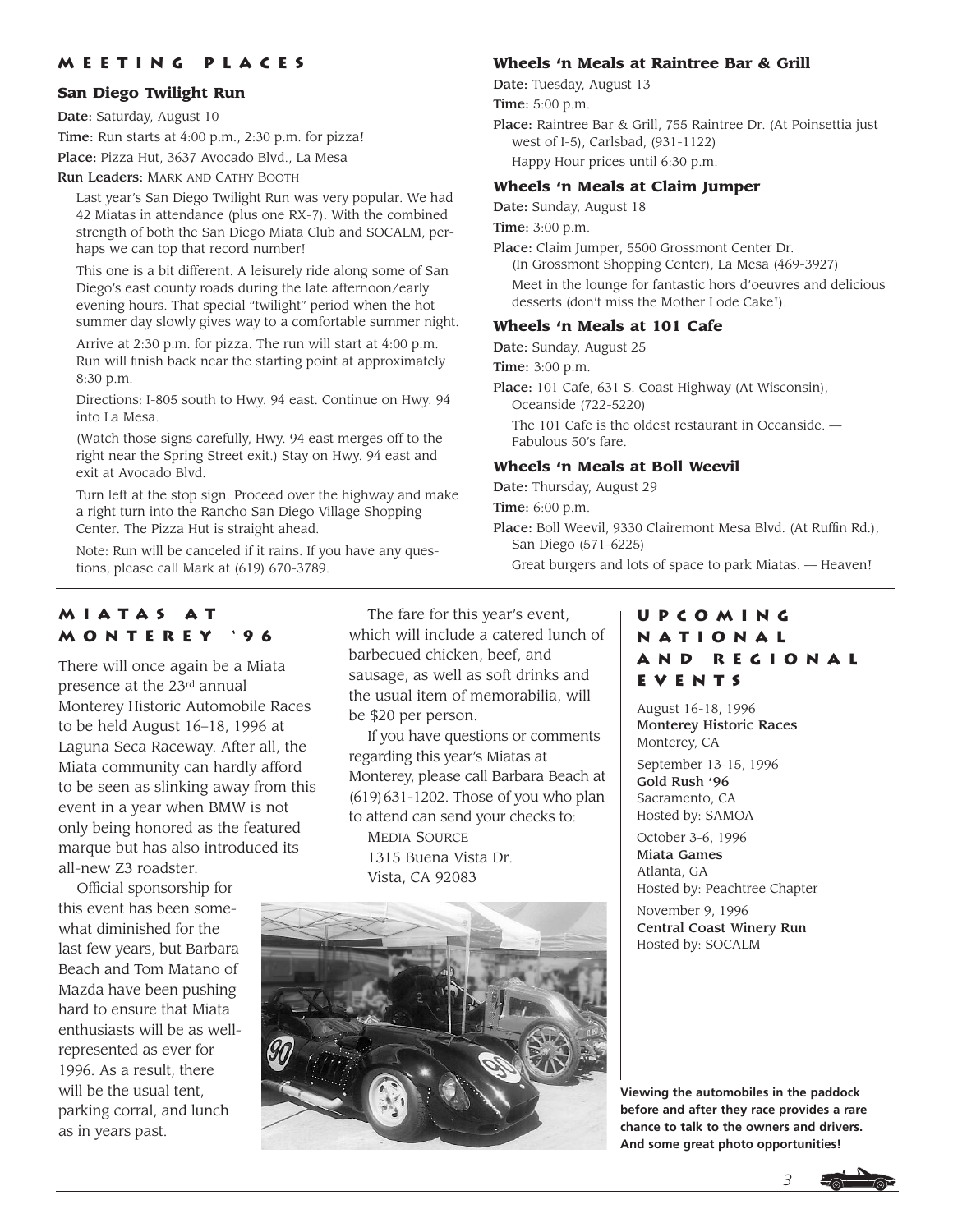## MEETING PLACES

### San Diego Twilight Run

**Date:** Saturday, August 10

**Time:** Run starts at 4:00 p.m., 2:30 p.m. for pizza!

**Place:** Pizza Hut, 3637 Avocado Blvd., La Mesa

**Run Leaders:** MARK AND CATHY BOOTH

Last year's San Diego Twilight Run was very popular. We had 42 Miatas in attendance (plus one RX-7). With the combined strength of both the San Diego Miata Club and SOCALM, perhaps we can top that record number!

This one is a bit different. A leisurely ride along some of San Diego's east county roads during the late afternoon/early evening hours. That special "twilight" period when the hot summer day slowly gives way to a comfortable summer night.

Arrive at 2:30 p.m. for pizza. The run will start at 4:00 p.m. Run will finish back near the starting point at approximately 8:30 p.m.

Directions: I-805 south to Hwy. 94 east. Continue on Hwy. 94 into La Mesa.

(Watch those signs carefully, Hwy. 94 east merges off to the right near the Spring Street exit.) Stay on Hwy. 94 east and exit at Avocado Blvd.

Turn left at the stop sign. Proceed over the highway and make a right turn into the Rancho San Diego Village Shopping Center. The Pizza Hut is straight ahead.

Note: Run will be canceled if it rains. If you have any questions, please call Mark at (619) 670-3789.

### Wheels 'n Meals at Raintree Bar & Grill

**Date:** Tuesday, August 13

**Time:** 5:00 p.m.

**Place:** Raintree Bar & Grill, 755 Raintree Dr. (At Poinsettia just west of I-5), Carlsbad, (931-1122)

Happy Hour prices until 6:30 p.m.

### Wheels 'n Meals at Claim Jumper

**Date:** Sunday, August 18

**Time:** 3:00 p.m.

**Place:** Claim Jumper, 5500 Grossmont Center Dr. (In Grossmont Shopping Center), La Mesa (469-3927)

Meet in the lounge for fantastic hors d'oeuvres and delicious desserts (don't miss the Mother Lode Cake!).

### Wheels 'n Meals at 101 Cafe

**Date:** Sunday, August 25

**Time:** 3:00 p.m.

**Place:** 101 Cafe, 631 S. Coast Highway (At Wisconsin), Oceanside (722-5220)

The 101 Cafe is the oldest restaurant in Oceanside. — Fabulous 50's fare.

### Wheels 'n Meals at Boll Weevil

**Date:** Thursday, August 29

**Time:** 6:00 p.m.

**Place:** Boll Weevil, 9330 Clairemont Mesa Blvd. (At Ruffin Rd.), San Diego (571-6225)

Great burgers and lots of space to park Miatas. — Heaven!

## MIATAS AT MONTEREY '96

There will once again be a Miata presence at the 23rd annual Monterey Historic Automobile Races to be held August 16–18, 1996 at Laguna Seca Raceway. After all, the Miata community can hardly afford to be seen as slinking away from this event in a year when BMW is not only being honored as the featured marque but has also introduced its all-new Z3 roadster.

Official sponsorship for this event has been somewhat diminished for the last few years, but Barbara Beach and Tom Matano of Mazda have been pushing hard to ensure that Miata enthusiasts will be as well-represented as ever for 1996. As a result, there will be the usual tent, parking corral, and lunch as in years past.

The fare for this year's event, which will include a catered lunch of barbecued chicken, beef, and sausage, as well as soft drinks and the usual item of memorabilia, will be $20 per person.

If you have questions or comments regarding this year's Miatas at Monterey, please call Barbara Beach at (619) 631-1202. Those of you who plan to attend can send your checks to:

MEDIA SOURCE
1315 Buena Vista Dr.
Vista, CA 92083

**Viewing the automobiles in the paddock before and after they race provides a rare chance to talk to the owners and drivers. And some great photo opportunities!**

## UPCOMING NATIONAL AND REGIONAL EVENTS

August 16-18, 1996
**Monterey Historic Races**
Monterey, CA

September 13-15, 1996
**Gold Rush '96**
Sacramento, CA
Hosted by: SAMOA

October 3-6, 1996
**Miata Games**
Atlanta, GA
Hosted by: Peachtree Chapter

November 9, 1996
**Central Coast Winery Run**
Hosted by: SOCALM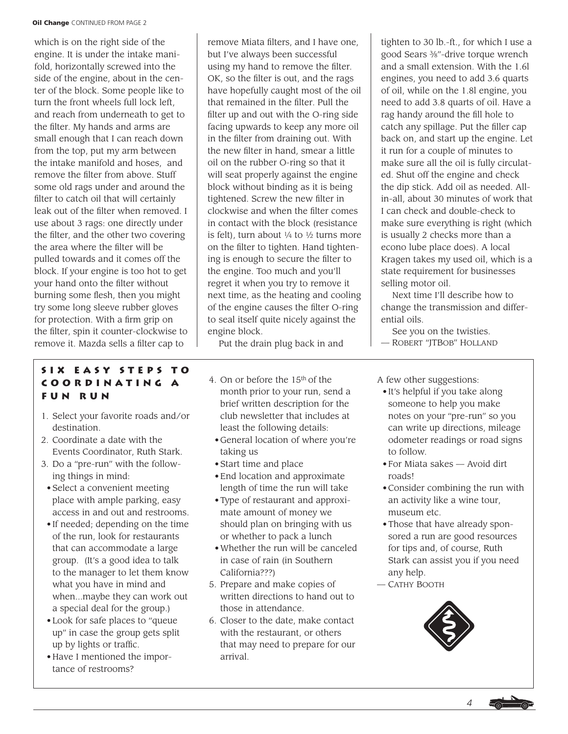**Oil Change** CONTINUED FROM PAGE 2

which is on the right side of the engine. It is under the intake manifold, horizontally screwed into the side of the engine, about in the center of the block. Some people like to turn the front wheels full lock left, and reach from underneath to get to the filter. My hands and arms are small enough that I can reach down from the top, put my arm between the intake manifold and hoses, and remove the filter from above. Stuff some old rags under and around the filter to catch oil that will certainly leak out of the filter when removed. I use about 3 rags: one directly under the filter, and the other two covering the area where the filter will be pulled towards and it comes off the block. If your engine is too hot to get your hand onto the filter without burning some flesh, then you might try some long sleeve rubber gloves for protection. With a firm grip on the filter, spin it counter-clockwise to remove it. Mazda sells a filter cap to remove Miata filters, and I have one, but I've always been successful using my hand to remove the filter. OK, so the filter is out, and the rags have hopefully caught most of the oil that remained in the filter. Pull the filter up and out with the O-ring side facing upwards to keep any more oil in the filter from draining out. With the new filter in hand, smear a little oil on the rubber O-ring so that it will seat properly against the engine block without binding as it is being tightened. Screw the new filter in clockwise and when the filter comes in contact with the block (resistance is felt), turn about ¼ to ½ turns more on the filter to tighten. Hand tightening is enough to secure the filter to the engine. Too much and you'll regret it when you try to remove it next time, as the heating and cooling of the engine causes the filter O-ring to seal itself quite nicely against the engine block.

Put the drain plug back in and tighten to 30 lb.-ft., for which I use a good Sears ⅜"-drive torque wrench and a small extension. With the 1.6l engines, you need to add 3.6 quarts of oil, while on the 1.8l engine, you need to add 3.8 quarts of oil. Have a rag handy around the fill hole to catch any spillage. Put the filler cap back on, and start up the engine. Let it run for a couple of minutes to make sure all the oil is fully circulated. Shut off the engine and check the dip stick. Add oil as needed. All-in-all, about 30 minutes of work that I can check and double-check to make sure everything is right (which is usually 2 checks more than a econo lube place does). A local Kragen takes my used oil, which is a state requirement for businesses selling motor oil.

Next time I'll describe how to change the transmission and differential oils.

See you on the twisties.

— Robert "JTBob" Holland

## Six Easy Steps to Coordinating a Fun Run

1. Select your favorite roads and/or destination.
2. Coordinate a date with the Events Coordinator, Ruth Stark.
3. Do a "pre-run" with the following things in mind:
   - Select a convenient meeting place with ample parking, easy access in and out and restrooms.
   - If needed; depending on the time of the run, look for restaurants that can accommodate a large group. (It's a good idea to talk to the manager to let them know what you have in mind and when...maybe they can work out a special deal for the group.)
   - Look for safe places to "queue up" in case the group gets split up by lights or traffic.
   - Have I mentioned the importance of restrooms?
4. On or before the 15th of the month prior to your run, send a brief written description for the club newsletter that includes at least the following details:
   - General location of where you're taking us
   - Start time and place
   - End location and approximate length of time the run will take
   - Type of restaurant and approximate amount of money we should plan on bringing with us or whether to pack a lunch
   - Whether the run will be canceled in case of rain (in Southern California???)
5. Prepare and make copies of written directions to hand out to those in attendance.
6. Closer to the date, make contact with the restaurant, or others that may need to prepare for our arrival.

A few other suggestions:

- It's helpful if you take along someone to help you make notes on your "pre-run" so you can write up directions, mileage odometer readings or road signs to follow.
- For Miata sakes — Avoid dirt roads!
- Consider combining the run with an activity like a wine tour, museum etc.
- Those that have already sponsored a run are good resources for tips and, of course, Ruth Stark can assist you if you need any help.

— Cathy Booth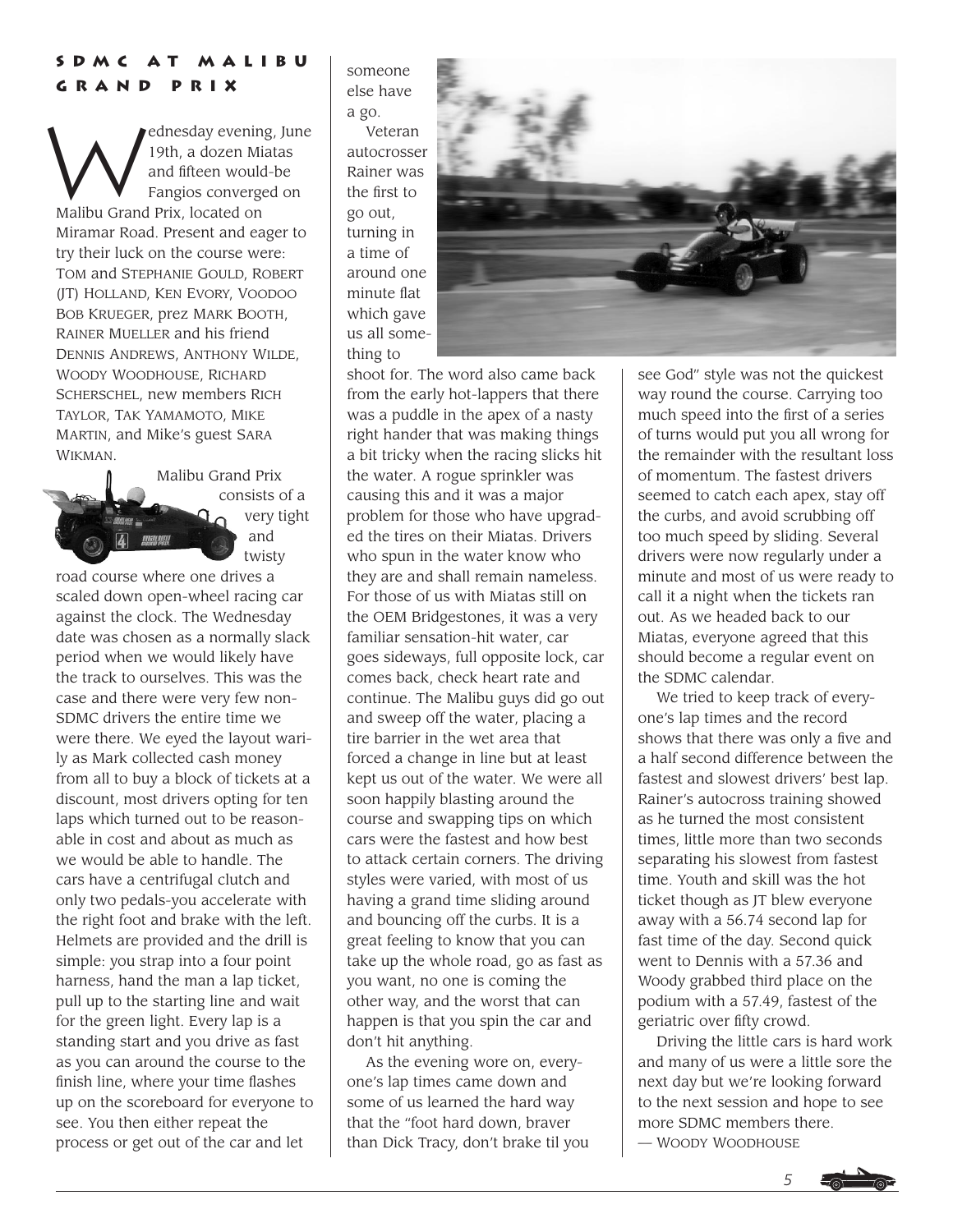## SDMC AT MALIBU GRAND PRIX

Wednesday evening, June 19th, a dozen Miatas and fifteen would-be Fangios converged on Malibu Grand Prix, located on Miramar Road. Present and eager to try their luck on the course were: TOM and STEPHANIE GOULD, ROBERT (JT) HOLLAND, KEN EVORY, VOODOO BOB KRUEGER, prez MARK BOOTH, RAINER MUELLER and his friend DENNIS ANDREWS, ANTHONY WILDE, WOODY WOODHOUSE, RICHARD SCHERSCHEL, new members RICH TAYLOR, TAK YAMAMOTO, MIKE MARTIN, and Mike's guest SARA WIKMAN.

Malibu Grand Prix consists of a very tight and twisty road course where one drives a scaled down open-wheel racing car against the clock. The Wednesday date was chosen as a normally slack period when we would likely have the track to ourselves. This was the case and there were very few non-SDMC drivers the entire time we were there. We eyed the layout warily as Mark collected cash money from all to buy a block of tickets at a discount, most drivers opting for ten laps which turned out to be reasonable in cost and about as much as we would be able to handle. The cars have a centrifugal clutch and only two pedals-you accelerate with the right foot and brake with the left. Helmets are provided and the drill is simple: you strap into a four point harness, hand the man a lap ticket, pull up to the starting line and wait for the green light. Every lap is a standing start and you drive as fast as you can around the course to the finish line, where your time flashes up on the scoreboard for everyone to see. You then either repeat the process or get out of the car and let someone else have a go.

Veteran autocrosser Rainer was the first to go out, turning in a time of around one minute flat which gave us all something to shoot for. The word also came back from the early hot-lappers that there was a puddle in the apex of a nasty right hander that was making things a bit tricky when the racing slicks hit the water. A rogue sprinkler was causing this and it was a major problem for those who have upgraded the tires on their Miatas. Drivers who spun in the water know who they are and shall remain nameless. For those of us with Miatas still on the OEM Bridgestones, it was a very familiar sensation-hit water, car goes sideways, full opposite lock, car comes back, check heart rate and continue. The Malibu guys did go out and sweep off the water, placing a tire barrier in the wet area that forced a change in line but at least kept us out of the water. We were all soon happily blasting around the course and swapping tips on which cars were the fastest and how best to attack certain corners. The driving styles were varied, with most of us having a grand time sliding around and bouncing off the curbs. It is a great feeling to know that you can take up the whole road, go as fast as you want, no one is coming the other way, and the worst that can happen is that you spin the car and don't hit anything.

As the evening wore on, everyone's lap times came down and some of us learned the hard way that the "foot hard down, braver than Dick Tracy, don't brake til you see God" style was not the quickest way round the course. Carrying too much speed into the first of a series of turns would put you all wrong for the remainder with the resultant loss of momentum. The fastest drivers seemed to catch each apex, stay off the curbs, and avoid scrubbing off too much speed by sliding. Several drivers were now regularly under a minute and most of us were ready to call it a night when the tickets ran out. As we headed back to our Miatas, everyone agreed that this should become a regular event on the SDMC calendar.

We tried to keep track of everyone's lap times and the record shows that there was only a five and a half second difference between the fastest and slowest drivers' best lap. Rainer's autocross training showed as he turned the most consistent times, little more than two seconds separating his slowest from fastest time. Youth and skill was the hot ticket though as JT blew everyone away with a 56.74 second lap for fast time of the day. Second quick went to Dennis with a 57.36 and Woody grabbed third place on the podium with a 57.49, fastest of the geriatric over fifty crowd.

Driving the little cars is hard work and many of us were a little sore the next day but we're looking forward to the next session and hope to see more SDMC members there.

— WOODY WOODHOUSE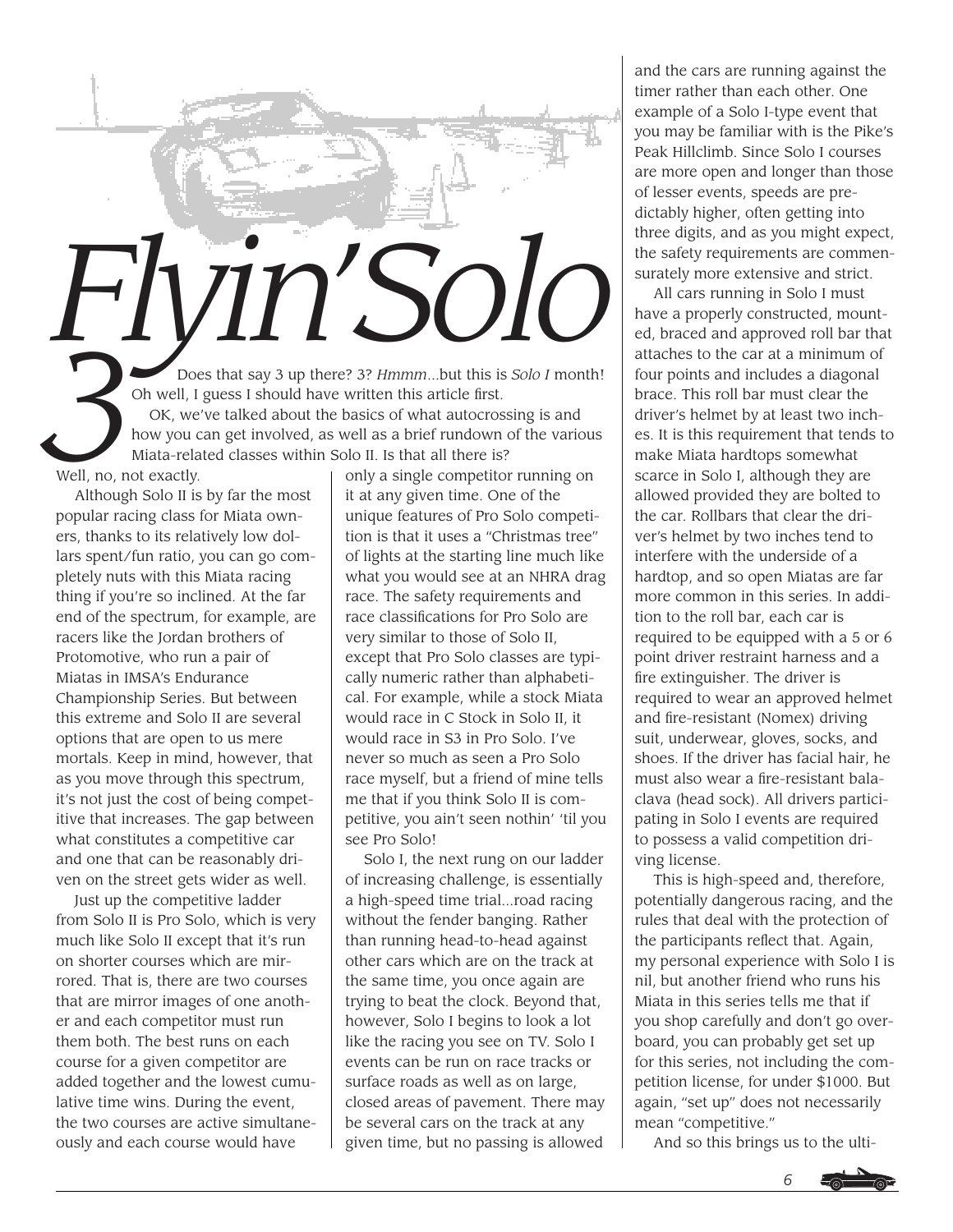# Flyin' Solo 3

Does that say 3 up there? 3? *Hmmm*...but this is *Solo I* month! Oh well, I guess I should have written this article first.

OK, we've talked about the basics of what autocrossing is and how you can get involved, as well as a brief rundown of the various Miata-related classes within Solo II. Is that all there is?

Well, no, not exactly.

Although Solo II is by far the most popular racing class for Miata owners, thanks to its relatively low dollars spent/fun ratio, you can go completely nuts with this Miata racing thing if you're so inclined. At the far end of the spectrum, for example, are racers like the Jordan brothers of Protomotive, who run a pair of Miatas in IMSA's Endurance Championship Series. But between this extreme and Solo II are several options that are open to us mere mortals. Keep in mind, however, that as you move through this spectrum, it's not just the cost of being competitive that increases. The gap between what constitutes a competitive car and one that can be reasonably driven on the street gets wider as well.

Just up the competitive ladder from Solo II is Pro Solo, which is very much like Solo II except that it's run on shorter courses which are mirrored. That is, there are two courses that are mirror images of one another and each competitor must run them both. The best runs on each course for a given competitor are added together and the lowest cumulative time wins. During the event, the two courses are active simultaneously and each course would have only a single competitor running on it at any given time. One of the unique features of Pro Solo competition is that it uses a "Christmas tree" of lights at the starting line much like what you would see at an NHRA drag race. The safety requirements and race classifications for Pro Solo are very similar to those of Solo II, except that Pro Solo classes are typically numeric rather than alphabetical. For example, while a stock Miata would race in C Stock in Solo II, it would race in S3 in Pro Solo. I've never so much as seen a Pro Solo race myself, but a friend of mine tells me that if you think Solo II is competitive, you ain't seen nothin' 'til you see Pro Solo!

Solo I, the next rung on our ladder of increasing challenge, is essentially a high-speed time trial...road racing without the fender banging. Rather than running head-to-head against other cars which are on the track at the same time, you once again are trying to beat the clock. Beyond that, however, Solo I begins to look a lot like the racing you see on TV. Solo I events can be run on race tracks or surface roads as well as on large, closed areas of pavement. There may be several cars on the track at any given time, but no passing is allowed and the cars are running against the timer rather than each other. One example of a Solo I-type event that you may be familiar with is the Pike's Peak Hillclimb. Since Solo I courses are more open and longer than those of lesser events, speeds are predictably higher, often getting into three digits, and as you might expect, the safety requirements are commensurately more extensive and strict.

All cars running in Solo I must have a properly constructed, mounted, braced and approved roll bar that attaches to the car at a minimum of four points and includes a diagonal brace. This roll bar must clear the driver's helmet by at least two inches. It is this requirement that tends to make Miata hardtops somewhat scarce in Solo I, although they are allowed provided they are bolted to the car. Rollbars that clear the driver's helmet by two inches tend to interfere with the underside of a hardtop, and so open Miatas are far more common in this series. In addition to the roll bar, each car is required to be equipped with a 5 or 6 point driver restraint harness and a fire extinguisher. The driver is required to wear an approved helmet and fire-resistant (Nomex) driving suit, underwear, gloves, socks, and shoes. If the driver has facial hair, he must also wear a fire-resistant balaclava (head sock). All drivers participating in Solo I events are required to possess a valid competition driving license.

This is high-speed and, therefore, potentially dangerous racing, and the rules that deal with the protection of the participants reflect that. Again, my personal experience with Solo I is nil, but another friend who runs his Miata in this series tells me that if you shop carefully and don't go overboard, you can probably get set up for this series, not including the competition license, for under $1000. But again, "set up" does not necessarily mean "competitive."

And so this brings us to the ulti-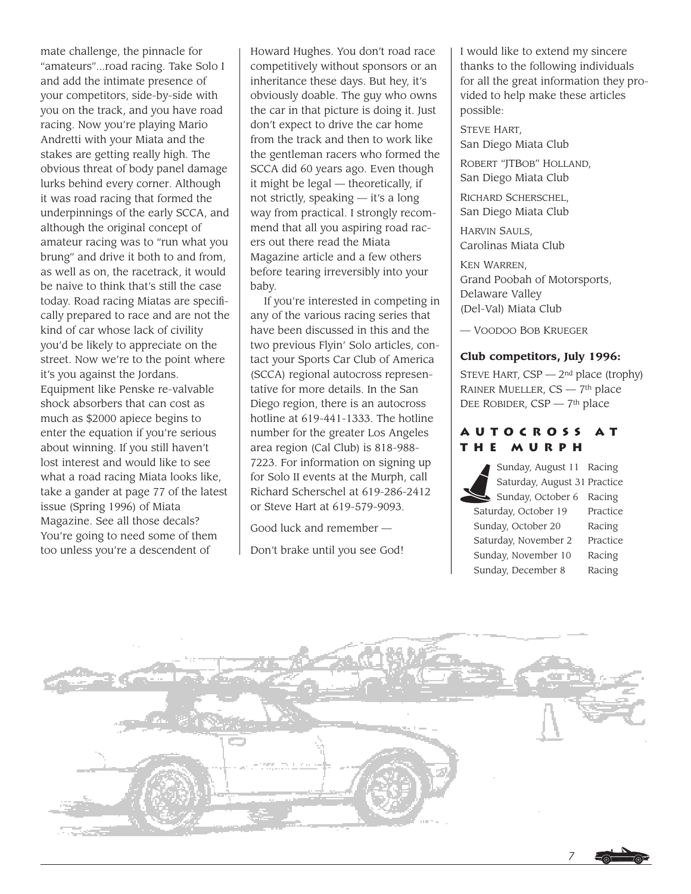mate challenge, the pinnacle for "amateurs"...road racing. Take Solo I and add the intimate presence of your competitors, side-by-side with you on the track, and you have road racing. Now you're playing Mario Andretti with your Miata and the stakes are getting really high. The obvious threat of body panel damage lurks behind every corner. Although it was road racing that formed the underpinnings of the early SCCA, and although the original concept of amateur racing was to "run what you brung" and drive it both to and from, as well as on, the racetrack, it would be naive to think that's still the case today. Road racing Miatas are specifically prepared to race and are not the kind of car whose lack of civility you'd be likely to appreciate on the street. Now we're to the point where it's you against the Jordans. Equipment like Penske re-valvable shock absorbers that can cost as much as $2000 apiece begins to enter the equation if you're serious about winning. If you still haven't lost interest and would like to see what a road racing Miata looks like, take a gander at page 77 of the latest issue (Spring 1996) of Miata Magazine. See all those decals? You're going to need some of them too unless you're a descendent of Howard Hughes. You don't road race competitively without sponsors or an inheritance these days. But hey, it's obviously doable. The guy who owns the car in that picture is doing it. Just don't expect to drive the car home from the track and then to work like the gentleman racers who formed the SCCA did 60 years ago. Even though it might be legal — theoretically, if not strictly, speaking — it's a long way from practical. I strongly recommend that all you aspiring road racers out there read the Miata Magazine article and a few others before tearing irreversibly into your baby.

If you're interested in competing in any of the various racing series that have been discussed in this and the two previous Flyin' Solo articles, contact your Sports Car Club of America (SCCA) regional autocross representative for more details. In the San Diego region, there is an autocross hotline at 619-441-1333. The hotline number for the greater Los Angeles area region (Cal Club) is 818-988-7223. For information on signing up for Solo II events at the Murph, call Richard Scherschel at 619-286-2412 or Steve Hart at 619-579-9093.

Good luck and remember —

Don't brake until you see God!

I would like to extend my sincere thanks to the following individuals for all the great information they provided to help make these articles possible:

STEVE HART,
San Diego Miata Club

ROBERT "JTBOB" HOLLAND,
San Diego Miata Club

RICHARD SCHERSCHEL,
San Diego Miata Club

HARVIN SAULS,
Carolinas Miata Club

KEN WARREN,
Grand Poobah of Motorsports,
Delaware Valley
(Del-Val) Miata Club

— VOODOO BOB KRUEGER

**Club competitors, July 1996:**

STEVE HART, CSP — 2nd place (trophy)
RAINER MUELLER, CS — 7th place
DEE ROBIDER, CSP — 7th place

## AUTOCROSS AT THE MURPH

| | |
|---|---|
| Sunday, August 11 | Racing |
| Saturday, August 31 | Practice |
| Sunday, October 6 | Racing |
| Saturday, October 19 | Practice |
| Sunday, October 20 | Racing |
| Saturday, November 2 | Practice |
| Sunday, November 10 | Racing |
| Sunday, December 8 | Racing |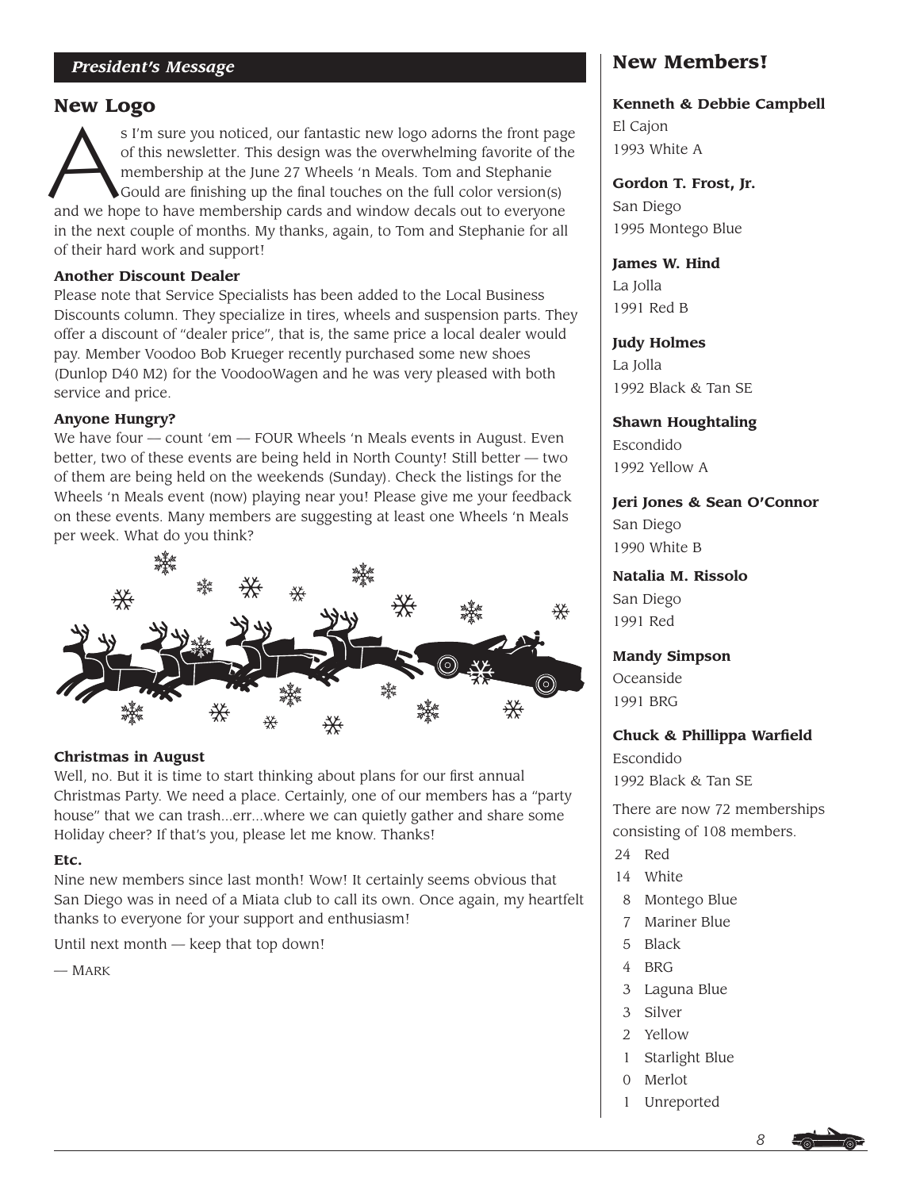## *President's Message*

## New Logo

As I'm sure you noticed, our fantastic new logo adorns the front page of this newsletter. This design was the overwhelming favorite of the membership at the June 27 Wheels 'n Meals. Tom and Stephanie Gould are finishing up the final touches on the full color version(s) and we hope to have membership cards and window decals out to everyone in the next couple of months. My thanks, again, to Tom and Stephanie for all of their hard work and support!

**Another Discount Dealer**

Please note that Service Specialists has been added to the Local Business Discounts column. They specialize in tires, wheels and suspension parts. They offer a discount of "dealer price", that is, the same price a local dealer would pay. Member Voodoo Bob Krueger recently purchased some new shoes (Dunlop D40 M2) for the VoodooWagen and he was very pleased with both service and price.

**Anyone Hungry?**

We have four — count 'em — FOUR Wheels 'n Meals events in August. Even better, two of these events are being held in North County! Still better — two of them are being held on the weekends (Sunday). Check the listings for the Wheels 'n Meals event (now) playing near you! Please give me your feedback on these events. Many members are suggesting at least one Wheels 'n Meals per week. What do you think?

**Christmas in August**

Well, no. But it is time to start thinking about plans for our first annual Christmas Party. We need a place. Certainly, one of our members has a "party house" that we can trash...err...where we can quietly gather and share some Holiday cheer? If that's you, please let me know. Thanks!

**Etc.**

Nine new members since last month! Wow! It certainly seems obvious that San Diego was in need of a Miata club to call its own. Once again, my heartfelt thanks to everyone for your support and enthusiasm!

Until next month — keep that top down!

— MARK

## New Members!

**Kenneth & Debbie Campbell**
El Cajon
1993 White A

**Gordon T. Frost, Jr.**
San Diego
1995 Montego Blue

**James W. Hind**
La Jolla
1991 Red B

**Judy Holmes**
La Jolla
1992 Black & Tan SE

**Shawn Houghtaling**
Escondido
1992 Yellow A

**Jeri Jones & Sean O'Connor**
San Diego
1990 White B

**Natalia M. Rissolo**
San Diego
1991 Red

**Mandy Simpson**
Oceanside
1991 BRG

**Chuck & Phillippa Warfield**
Escondido
1992 Black & Tan SE

There are now 72 memberships consisting of 108 members.

- 24 Red
- 14 White
- 8 Montego Blue
- 7 Mariner Blue
- 5 Black
- 4 BRG
- 3 Laguna Blue
- 3 Silver
- 2 Yellow
- 1 Starlight Blue
- 0 Merlot
- 1 Unreported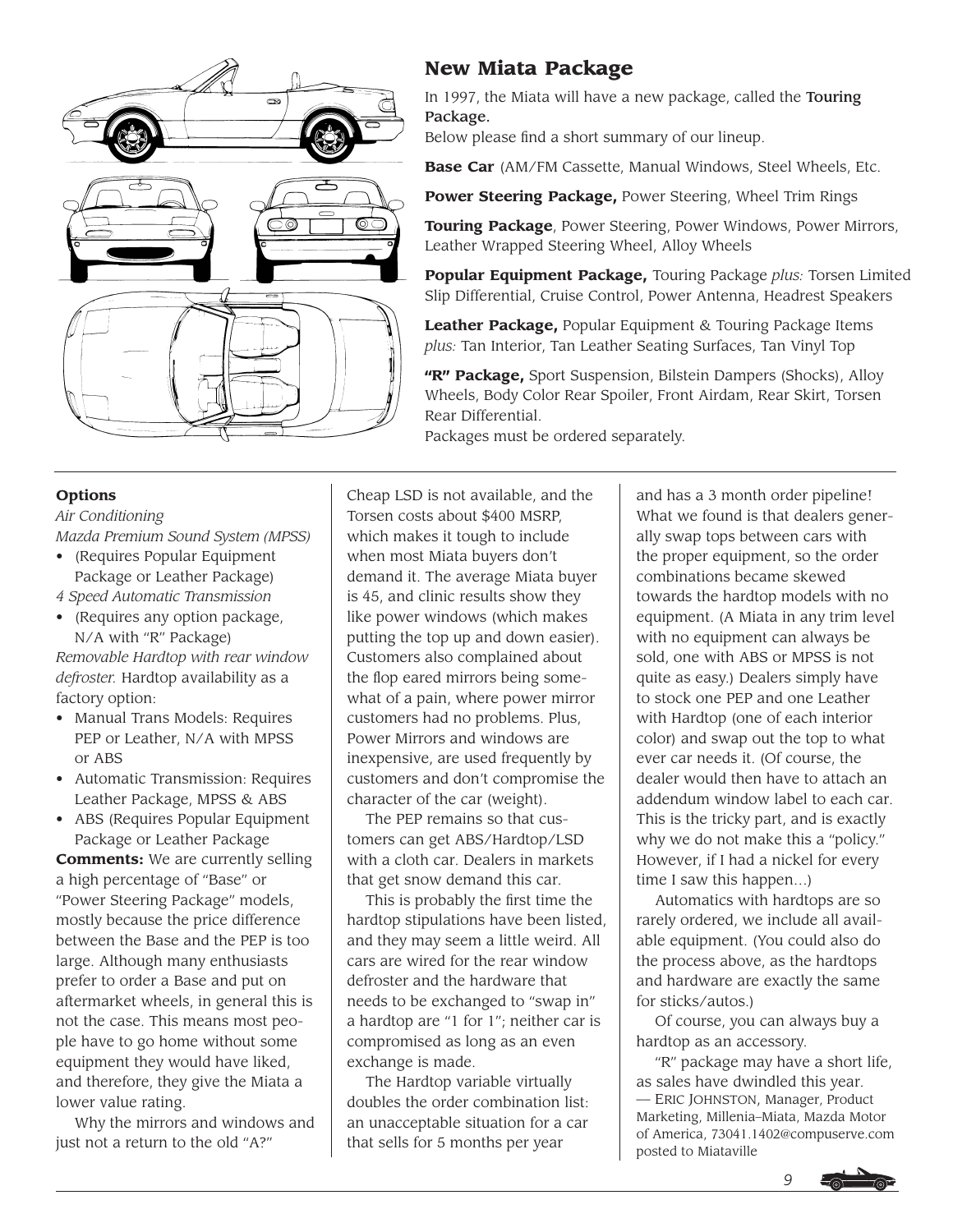## New Miata Package

In 1997, the Miata will have a new package, called the **Touring Package.**
Below please find a short summary of our lineup.

**Base Car** (AM/FM Cassette, Manual Windows, Steel Wheels, Etc.

**Power Steering Package,** Power Steering, Wheel Trim Rings

**Touring Package**, Power Steering, Power Windows, Power Mirrors, Leather Wrapped Steering Wheel, Alloy Wheels

**Popular Equipment Package,** Touring Package *plus:* Torsen Limited Slip Differential, Cruise Control, Power Antenna, Headrest Speakers

**Leather Package,** Popular Equipment & Touring Package Items *plus:* Tan Interior, Tan Leather Seating Surfaces, Tan Vinyl Top

**"R" Package,** Sport Suspension, Bilstein Dampers (Shocks), Alloy Wheels, Body Color Rear Spoiler, Front Airdam, Rear Skirt, Torsen Rear Differential.
Packages must be ordered separately.

**Options**

*Air Conditioning*

*Mazda Premium Sound System (MPSS)*

- (Requires Popular Equipment Package or Leather Package)

*4 Speed Automatic Transmission*

- (Requires any option package, N/A with "R" Package)

*Removable Hardtop with rear window defroster.* Hardtop availability as a factory option:

- Manual Trans Models: Requires PEP or Leather, N/A with MPSS or ABS
- Automatic Transmission: Requires Leather Package, MPSS & ABS
- ABS (Requires Popular Equipment Package or Leather Package

**Comments:** We are currently selling a high percentage of "Base" or "Power Steering Package" models, mostly because the price difference between the Base and the PEP is too large. Although many enthusiasts prefer to order a Base and put on aftermarket wheels, in general this is not the case. This means most people have to go home without some equipment they would have liked, and therefore, they give the Miata a lower value rating.

Why the mirrors and windows and just not a return to the old "A?" Cheap LSD is not available, and the Torsen costs about $400 MSRP, which makes it tough to include when most Miata buyers don't demand it. The average Miata buyer is 45, and clinic results show they like power windows (which makes putting the top up and down easier). Customers also complained about the flop eared mirrors being somewhat of a pain, where power mirror customers had no problems. Plus, Power Mirrors and windows are inexpensive, are used frequently by customers and don't compromise the character of the car (weight).

The PEP remains so that customers can get ABS/Hardtop/LSD with a cloth car. Dealers in markets that get snow demand this car.

This is probably the first time the hardtop stipulations have been listed, and they may seem a little weird. All cars are wired for the rear window defroster and the hardware that needs to be exchanged to "swap in" a hardtop are "1 for 1"; neither car is compromised as long as an even exchange is made.

The Hardtop variable virtually doubles the order combination list: an unacceptable situation for a car that sells for 5 months per year and has a 3 month order pipeline! What we found is that dealers generally swap tops between cars with the proper equipment, so the order combinations became skewed towards the hardtop models with no equipment. (A Miata in any trim level with no equipment can always be sold, one with ABS or MPSS is not quite as easy.) Dealers simply have to stock one PEP and one Leather with Hardtop (one of each interior color) and swap out the top to what ever car needs it. (Of course, the dealer would then have to attach an addendum window label to each car. This is the tricky part, and is exactly why we do not make this a "policy." However, if I had a nickel for every time I saw this happen…)

Automatics with hardtops are so rarely ordered, we include all available equipment. (You could also do the process above, as the hardtops and hardware are exactly the same for sticks/autos.)

Of course, you can always buy a hardtop as an accessory.

"R" package may have a short life, as sales have dwindled this year.

— ERIC JOHNSTON, Manager, Product Marketing, Millenia–Miata, Mazda Motor of America, 73041.1402@compuserve.com posted to Miataville